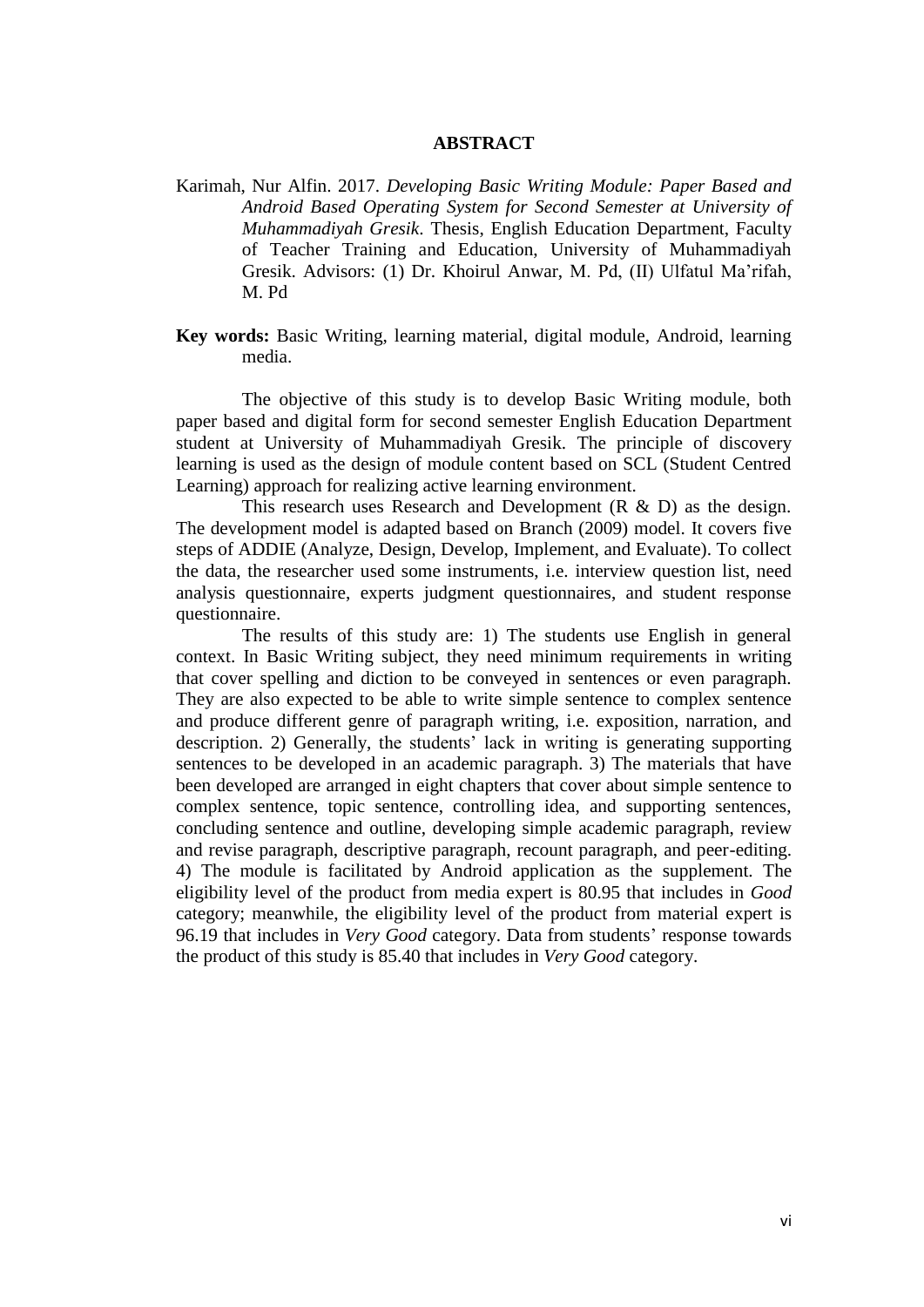# ABSTRACT

Karimah, Nur Alfin. 2017. *Developing Basic Writing Module: Paper Based and Android Based Operating System for Second Semester at University of Muhammadiyah Gresik*. Thesis, English Education Department, Faculty of Teacher Training and Education, University of Muhammadiyah Gresik. Advisors: (1) Dr. Khoirul Anwar, M. Pd, (II) Ulfatul Ma'rifah, M. Pd

**Key words:** Basic Writing, learning material, digital module, Android, learning media.

The objective of this study is to develop Basic Writing module, both paper based and digital form for second semester English Education Department student at University of Muhammadiyah Gresik. The principle of discovery learning is used as the design of module content based on SCL (Student Centred Learning) approach for realizing active learning environment.

This research uses Research and Development (R & D) as the design. The development model is adapted based on Branch (2009) model. It covers five steps of ADDIE (Analyze, Design, Develop, Implement, and Evaluate). To collect the data, the researcher used some instruments, i.e. interview question list, need analysis questionnaire, experts judgment questionnaires, and student response questionnaire.

The results of this study are: 1) The students use English in general context. In Basic Writing subject, they need minimum requirements in writing that cover spelling and diction to be conveyed in sentences or even paragraph. They are also expected to be able to write simple sentence to complex sentence and produce different genre of paragraph writing, i.e. exposition, narration, and description. 2) Generally, the students' lack in writing is generating supporting sentences to be developed in an academic paragraph. 3) The materials that have been developed are arranged in eight chapters that cover about simple sentence to complex sentence, topic sentence, controlling idea, and supporting sentences, concluding sentence and outline, developing simple academic paragraph, review and revise paragraph, descriptive paragraph, recount paragraph, and peer-editing. 4) The module is facilitated by Android application as the supplement. The eligibility level of the product from media expert is 80.95 that includes in *Good* category; meanwhile, the eligibility level of the product from material expert is 96.19 that includes in *Very Good* category. Data from students' response towards the product of this study is 85.40 that includes in *Very Good* category.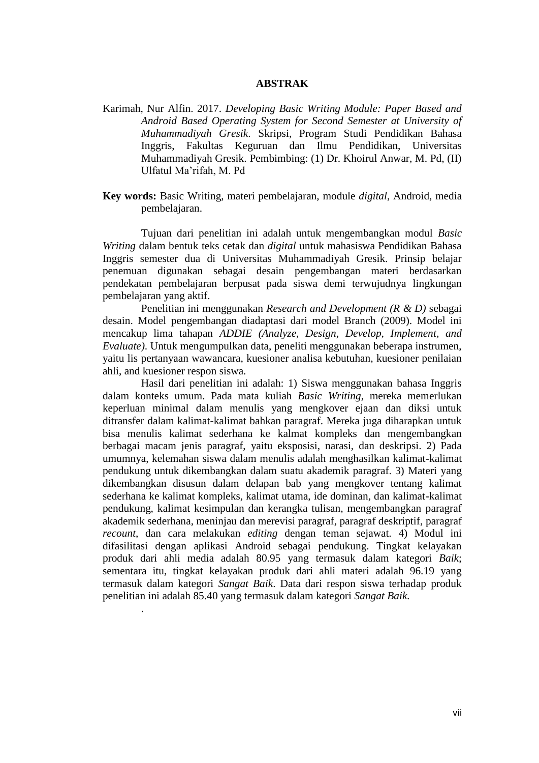# ABSTRAK

Karimah, Nur Alfin. 2017. *Developing Basic Writing Module: Paper Based and Android Based Operating System for Second Semester at University of Muhammadiyah Gresik*. Skripsi, Program Studi Pendidikan Bahasa Inggris, Fakultas Keguruan dan Ilmu Pendidikan, Universitas Muhammadiyah Gresik. Pembimbing: (1) Dr. Khoirul Anwar, M. Pd, (II) Ulfatul Ma'rifah, M. Pd

**Key words:** Basic Writing, materi pembelajaran, module *digital*, Android, media pembelajaran.

Tujuan dari penelitian ini adalah untuk mengembangkan modul *Basic Writing* dalam bentuk teks cetak dan *digital* untuk mahasiswa Pendidikan Bahasa Inggris semester dua di Universitas Muhammadiyah Gresik. Prinsip belajar penemuan digunakan sebagai desain pengembangan materi berdasarkan pendekatan pembelajaran berpusat pada siswa demi terwujudnya lingkungan pembelajaran yang aktif.

Penelitian ini menggunakan *Research and Development (R & D)* sebagai desain. Model pengembangan diadaptasi dari model Branch (2009). Model ini mencakup lima tahapan *ADDIE (Analyze, Design, Develop, Implement, and Evaluate)*. Untuk mengumpulkan data, peneliti menggunakan beberapa instrumen, yaitu lis pertanyaan wawancara, kuesioner analisa kebutuhan, kuesioner penilaian ahli, and kuesioner respon siswa.

Hasil dari penelitian ini adalah: 1) Siswa menggunakan bahasa Inggris dalam konteks umum. Pada mata kuliah *Basic Writing*, mereka memerlukan keperluan minimal dalam menulis yang mengkover ejaan dan diksi untuk ditransfer dalam kalimat-kalimat bahkan paragraf. Mereka juga diharapkan untuk bisa menulis kalimat sederhana ke kalmat kompleks dan mengembangkan berbagai macam jenis paragraf, yaitu eksposisi, narasi, dan deskripsi. 2) Pada umumnya, kelemahan siswa dalam menulis adalah menghasilkan kalimat-kalimat pendukung untuk dikembangkan dalam suatu akademik paragraf. 3) Materi yang dikembangkan disusun dalam delapan bab yang mengkover tentang kalimat sederhana ke kalimat kompleks, kalimat utama, ide dominan, dan kalimat-kalimat pendukung, kalimat kesimpulan dan kerangka tulisan, mengembangkan paragraf akademik sederhana, meninjau dan merevisi paragraf, paragraf deskriptif, paragraf *recount*, dan cara melakukan *editing* dengan teman sejawat. 4) Modul ini difasilitasi dengan aplikasi Android sebagai pendukung. Tingkat kelayakan produk dari ahli media adalah 80.95 yang termasuk dalam kategori *Baik*; sementara itu, tingkat kelayakan produk dari ahli materi adalah 96.19 yang termasuk dalam kategori *Sangat Baik*. Data dari respon siswa terhadap produk penelitian ini adalah 85.40 yang termasuk dalam kategori *Sangat Baik.*

.